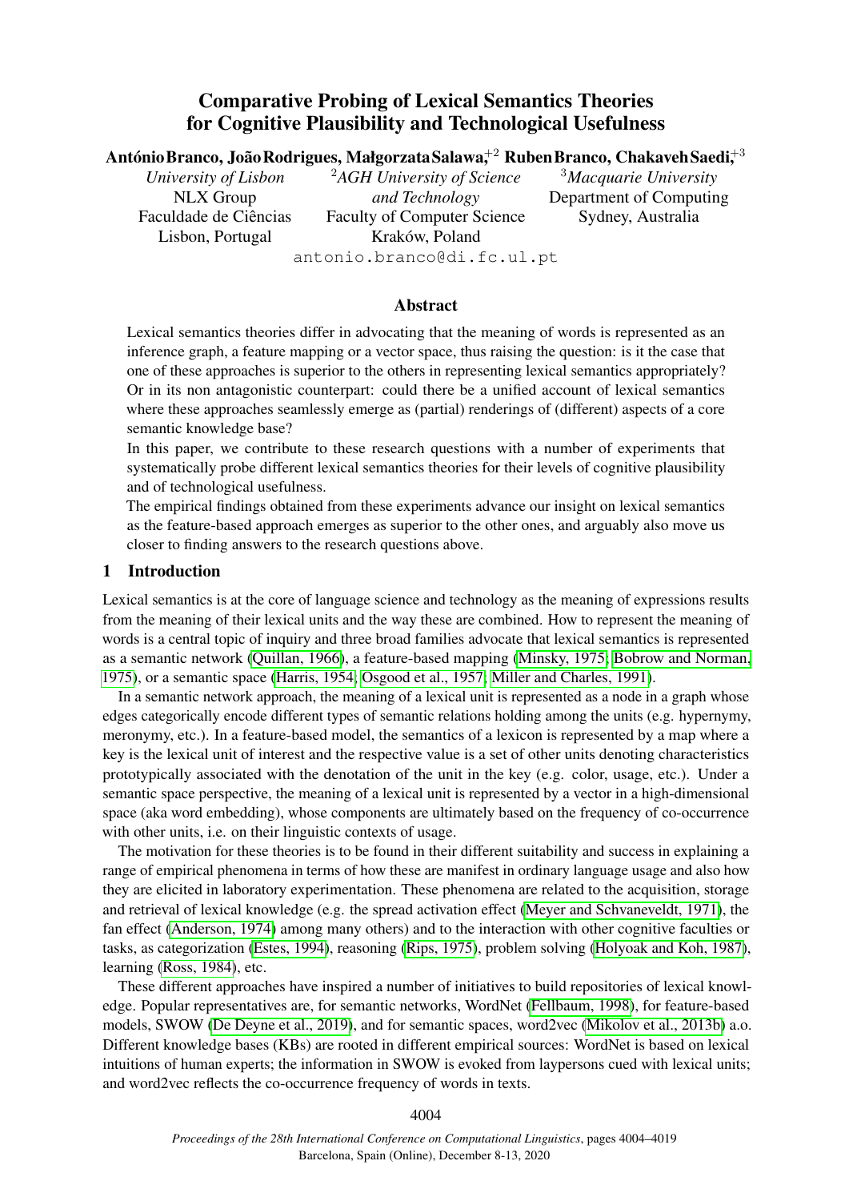# Comparative Probing of Lexical Semantics Theories for Cognitive Plausibility and Technological Usefulness

**António Branco, João Rodrigues, Małgorzata Salawa,[+2] Ruben Branco, Chakaveh Saedi,[+3]**

*University of Lisbon*
NLX Group
Faculdade de Ciências
Lisbon, Portugal

[2]*AGH University of Science and Technology*
Faculty of Computer Science
Kraków, Poland

[3]*Macquarie University*
Department of Computing
Sydney, Australia

antonio.branco@di.fc.ul.pt

## Abstract

Lexical semantics theories differ in advocating that the meaning of words is represented as an inference graph, a feature mapping or a vector space, thus raising the question: is it the case that one of these approaches is superior to the others in representing lexical semantics appropriately? Or in its non antagonistic counterpart: could there be a unified account of lexical semantics where these approaches seamlessly emerge as (partial) renderings of (different) aspects of a core semantic knowledge base?

In this paper, we contribute to these research questions with a number of experiments that systematically probe different lexical semantics theories for their levels of cognitive plausibility and of technological usefulness.

The empirical findings obtained from these experiments advance our insight on lexical semantics as the feature-based approach emerges as superior to the other ones, and arguably also move us closer to finding answers to the research questions above.

## 1 Introduction

Lexical semantics is at the core of language science and technology as the meaning of expressions results from the meaning of their lexical units and the way these are combined. How to represent the meaning of words is a central topic of inquiry and three broad families advocate that lexical semantics is represented as a semantic network (Quillan, 1966), a feature-based mapping (Minsky, 1975; Bobrow and Norman, 1975), or a semantic space (Harris, 1954; Osgood et al., 1957; Miller and Charles, 1991).

In a semantic network approach, the meaning of a lexical unit is represented as a node in a graph whose edges categorically encode different types of semantic relations holding among the units (e.g. hypernymy, meronymy, etc.). In a feature-based model, the semantics of a lexicon is represented by a map where a key is the lexical unit of interest and the respective value is a set of other units denoting characteristics prototypically associated with the denotation of the unit in the key (e.g. color, usage, etc.). Under a semantic space perspective, the meaning of a lexical unit is represented by a vector in a high-dimensional space (aka word embedding), whose components are ultimately based on the frequency of co-occurrence with other units, i.e. on their linguistic contexts of usage.

The motivation for these theories is to be found in their different suitability and success in explaining a range of empirical phenomena in terms of how these are manifest in ordinary language usage and also how they are elicited in laboratory experimentation. These phenomena are related to the acquisition, storage and retrieval of lexical knowledge (e.g. the spread activation effect (Meyer and Schvaneveldt, 1971), the fan effect (Anderson, 1974) among many others) and to the interaction with other cognitive faculties or tasks, as categorization (Estes, 1994), reasoning (Rips, 1975), problem solving (Holyoak and Koh, 1987), learning (Ross, 1984), etc.

These different approaches have inspired a number of initiatives to build repositories of lexical knowledge. Popular representatives are, for semantic networks, WordNet (Fellbaum, 1998), for feature-based models, SWOW (De Deyne et al., 2019), and for semantic spaces, word2vec (Mikolov et al., 2013b) a.o. Different knowledge bases (KBs) are rooted in different empirical sources: WordNet is based on lexical intuitions of human experts; the information in SWOW is evoked from laypersons cued with lexical units; and word2vec reflects the co-occurrence frequency of words in texts.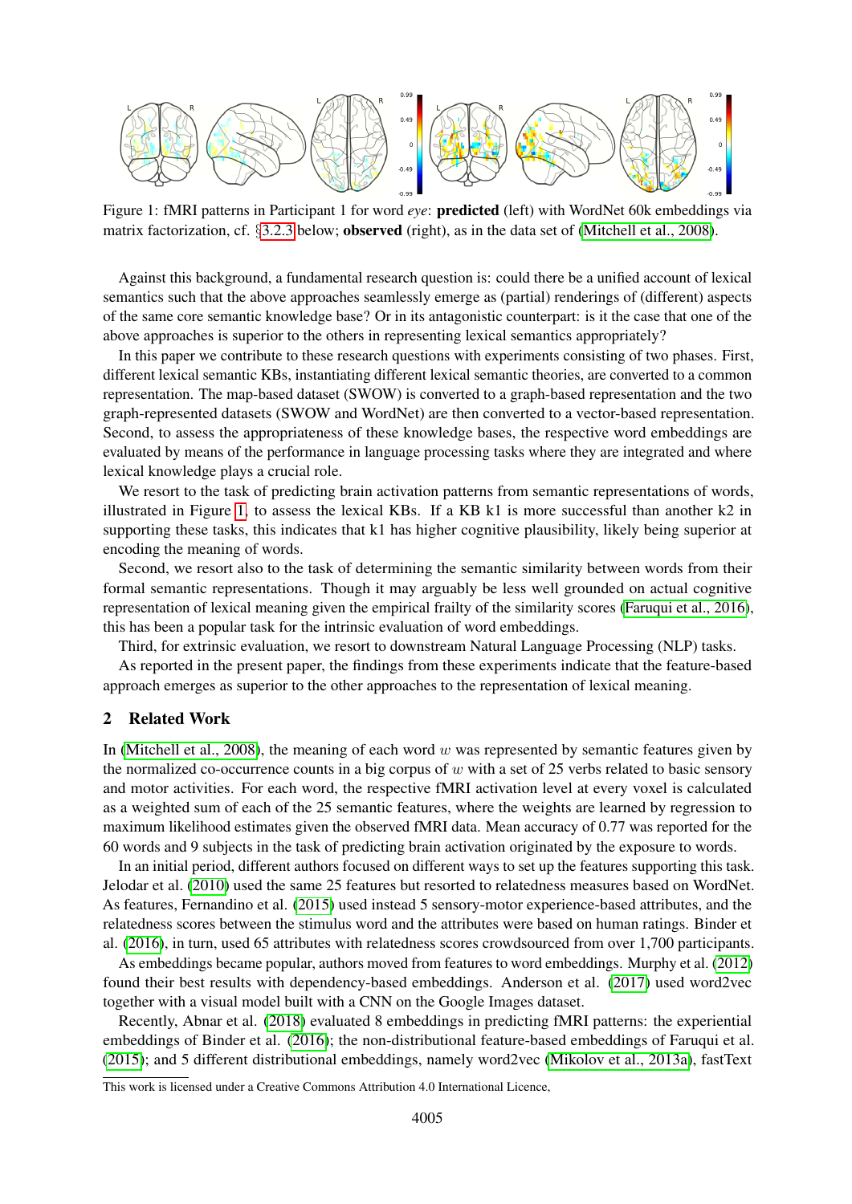Figure 1: fMRI patterns in Participant 1 for word *eye*: **predicted** (left) with WordNet 60k embeddings via matrix factorization, cf. §3.2.3 below; **observed** (right), as in the data set of (Mitchell et al., 2008).

Against this background, a fundamental research question is: could there be a unified account of lexical semantics such that the above approaches seamlessly emerge as (partial) renderings of (different) aspects of the same core semantic knowledge base? Or in its antagonistic counterpart: is it the case that one of the above approaches is superior to the others in representing lexical semantics appropriately?

In this paper we contribute to these research questions with experiments consisting of two phases. First, different lexical semantic KBs, instantiating different lexical semantic theories, are converted to a common representation. The map-based dataset (SWOW) is converted to a graph-based representation and the two graph-represented datasets (SWOW and WordNet) are then converted to a vector-based representation. Second, to assess the appropriateness of these knowledge bases, the respective word embeddings are evaluated by means of the performance in language processing tasks where they are integrated and where lexical knowledge plays a crucial role.

We resort to the task of predicting brain activation patterns from semantic representations of words, illustrated in Figure 1, to assess the lexical KBs. If a KB k1 is more successful than another k2 in supporting these tasks, this indicates that k1 has higher cognitive plausibility, likely being superior at encoding the meaning of words.

Second, we resort also to the task of determining the semantic similarity between words from their formal semantic representations. Though it may arguably be less well grounded on actual cognitive representation of lexical meaning given the empirical frailty of the similarity scores (Faruqui et al., 2016), this has been a popular task for the intrinsic evaluation of word embeddings.

Third, for extrinsic evaluation, we resort to downstream Natural Language Processing (NLP) tasks.

As reported in the present paper, the findings from these experiments indicate that the feature-based approach emerges as superior to the other approaches to the representation of lexical meaning.

## 2 Related Work

In (Mitchell et al., 2008), the meaning of each word $w$ was represented by semantic features given by the normalized co-occurrence counts in a big corpus of $w$ with a set of 25 verbs related to basic sensory and motor activities. For each word, the respective fMRI activation level at every voxel is calculated as a weighted sum of each of the 25 semantic features, where the weights are learned by regression to maximum likelihood estimates given the observed fMRI data. Mean accuracy of 0.77 was reported for the 60 words and 9 subjects in the task of predicting brain activation originated by the exposure to words.

In an initial period, different authors focused on different ways to set up the features supporting this task. Jelodar et al. (2010) used the same 25 features but resorted to relatedness measures based on WordNet. As features, Fernandino et al. (2015) used instead 5 sensory-motor experience-based attributes, and the relatedness scores between the stimulus word and the attributes were based on human ratings. Binder et al. (2016), in turn, used 65 attributes with relatedness scores crowdsourced from over 1,700 participants.

As embeddings became popular, authors moved from features to word embeddings. Murphy et al. (2012) found their best results with dependency-based embeddings. Anderson et al. (2017) used word2vec together with a visual model built with a CNN on the Google Images dataset.

Recently, Abnar et al. (2018) evaluated 8 embeddings in predicting fMRI patterns: the experiential embeddings of Binder et al. (2016); the non-distributional feature-based embeddings of Faruqui et al. (2015); and 5 different distributional embeddings, namely word2vec (Mikolov et al., 2013a), fastText

This work is licensed under a Creative Commons Attribution 4.0 International Licence.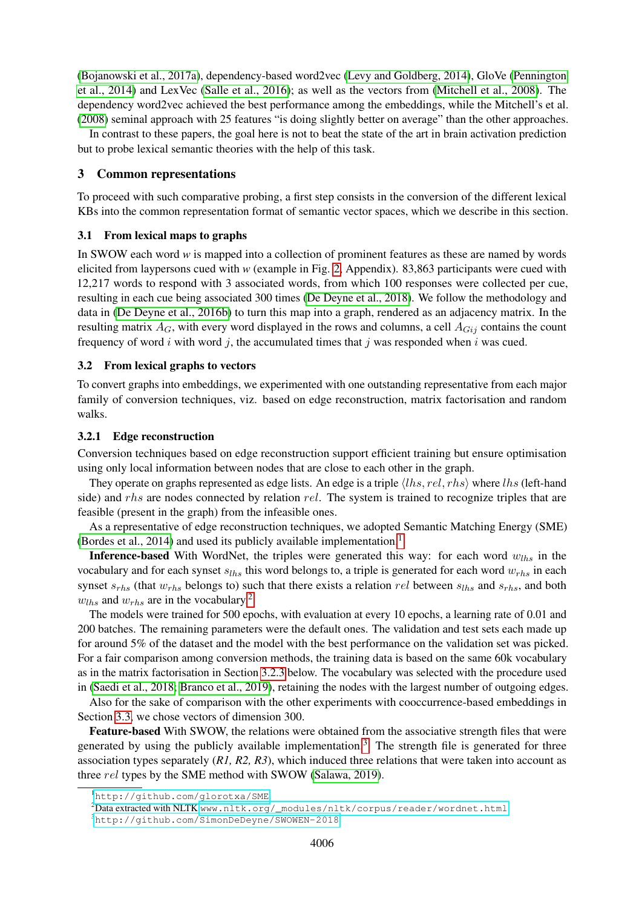(Bojanowski et al., 2017a), dependency-based word2vec (Levy and Goldberg, 2014), GloVe (Pennington et al., 2014) and LexVec (Salle et al., 2016); as well as the vectors from (Mitchell et al., 2008). The dependency word2vec achieved the best performance among the embeddings, while the Mitchell's et al. (2008) seminal approach with 25 features "is doing slightly better on average" than the other approaches.

In contrast to these papers, the goal here is not to beat the state of the art in brain activation prediction but to probe lexical semantic theories with the help of this task.

## 3 Common representations

To proceed with such comparative probing, a first step consists in the conversion of the different lexical KBs into the common representation format of semantic vector spaces, which we describe in this section.

### 3.1 From lexical maps to graphs

In SWOW each word *w* is mapped into a collection of prominent features as these are named by words elicited from laypersons cued with *w* (example in Fig. 2, Appendix). 83,863 participants were cued with 12,217 words to respond with 3 associated words, from which 100 responses were collected per cue, resulting in each cue being associated 300 times (De Deyne et al., 2018). We follow the methodology and data in (De Deyne et al., 2016b) to turn this map into a graph, rendered as an adjacency matrix. In the resulting matrix $A_G$, with every word displayed in the rows and columns, a cell $A_{Gij}$ contains the count frequency of word $i$ with word $j$, the accumulated times that $j$ was responded when $i$ was cued.

### 3.2 From lexical graphs to vectors

To convert graphs into embeddings, we experimented with one outstanding representative from each major family of conversion techniques, viz. based on edge reconstruction, matrix factorisation and random walks.

#### 3.2.1 Edge reconstruction

Conversion techniques based on edge reconstruction support efficient training but ensure optimisation using only local information between nodes that are close to each other in the graph.

They operate on graphs represented as edge lists. An edge is a triple $\langle lhs, rel, rhs \rangle$ where $lhs$ (left-hand side) and $rhs$ are nodes connected by relation $rel$. The system is trained to recognize triples that are feasible (present in the graph) from the infeasible ones.

As a representative of edge reconstruction techniques, we adopted Semantic Matching Energy (SME) (Bordes et al., 2014) and used its publicly available implementation.[1]

**Inference-based** With WordNet, the triples were generated this way: for each word $w_{lhs}$ in the vocabulary and for each synset $s_{lhs}$ this word belongs to, a triple is generated for each word $w_{rhs}$ in each synset $s_{rhs}$ (that $w_{rhs}$ belongs to) such that there exists a relation $rel$ between $s_{lhs}$ and $s_{rhs}$, and both $w_{lhs}$ and $w_{rhs}$ are in the vocabulary.[2]

The models were trained for 500 epochs, with evaluation at every 10 epochs, a learning rate of 0.01 and 200 batches. The remaining parameters were the default ones. The validation and test sets each made up for around 5% of the dataset and the model with the best performance on the validation set was picked. For a fair comparison among conversion methods, the training data is based on the same 60k vocabulary as in the matrix factorisation in Section 3.2.3 below. The vocabulary was selected with the procedure used in (Saedi et al., 2018; Branco et al., 2019), retaining the nodes with the largest number of outgoing edges.

Also for the sake of comparison with the other experiments with cooccurrence-based embeddings in Section 3.3, we chose vectors of dimension 300.

**Feature-based** With SWOW, the relations were obtained from the associative strength files that were generated by using the publicly available implementation.[3] The strength file is generated for three association types separately (*R1, R2, R3*), which induced three relations that were taken into account as three $rel$ types by the SME method with SWOW (Salawa, 2019).

[1] http://github.com/glorotxa/SME

[2] Data extracted with NLTK www.nltk.org/_modules/nltk/corpus/reader/wordnet.html

[3] http://github.com/SimonDeDeyne/SWOWEN-2018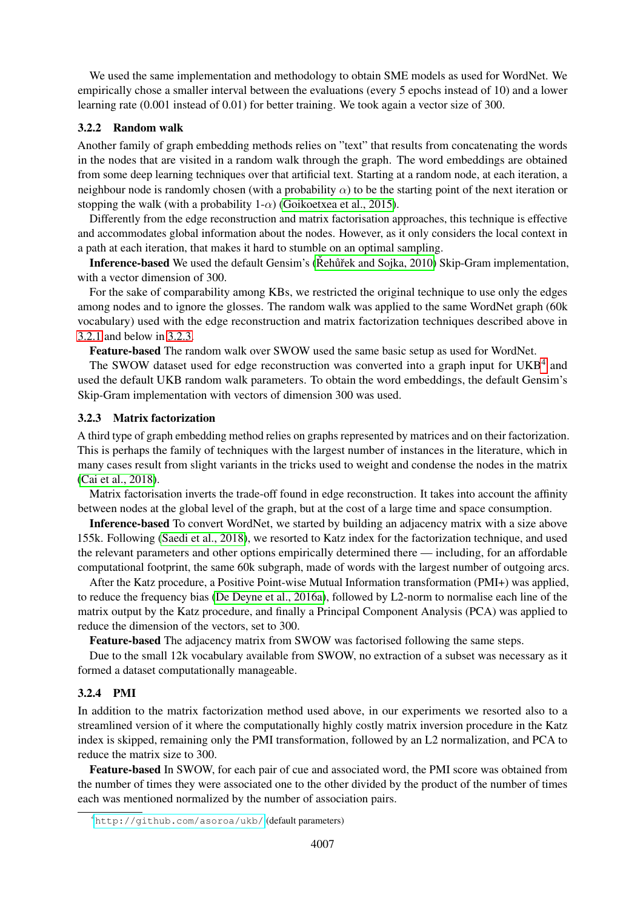We used the same implementation and methodology to obtain SME models as used for WordNet. We empirically chose a smaller interval between the evaluations (every 5 epochs instead of 10) and a lower learning rate (0.001 instead of 0.01) for better training. We took again a vector size of 300.

#### 3.2.2 Random walk

Another family of graph embedding methods relies on "text" that results from concatenating the words in the nodes that are visited in a random walk through the graph. The word embeddings are obtained from some deep learning techniques over that artificial text. Starting at a random node, at each iteration, a neighbour node is randomly chosen (with a probability $\alpha$) to be the starting point of the next iteration or stopping the walk (with a probability 1-$\alpha$) (Goikoetxea et al., 2015).

Differently from the edge reconstruction and matrix factorisation approaches, this technique is effective and accommodates global information about the nodes. However, as it only considers the local context in a path at each iteration, that makes it hard to stumble on an optimal sampling.

**Inference-based** We used the default Gensim's (Řehůřek and Sojka, 2010) Skip-Gram implementation, with a vector dimension of 300.

For the sake of comparability among KBs, we restricted the original technique to use only the edges among nodes and to ignore the glosses. The random walk was applied to the same WordNet graph (60k vocabulary) used with the edge reconstruction and matrix factorization techniques described above in 3.2.1 and below in 3.2.3.

**Feature-based** The random walk over SWOW used the same basic setup as used for WordNet.

The SWOW dataset used for edge reconstruction was converted into a graph input for UKB[4] and used the default UKB random walk parameters. To obtain the word embeddings, the default Gensim's Skip-Gram implementation with vectors of dimension 300 was used.

#### 3.2.3 Matrix factorization

A third type of graph embedding method relies on graphs represented by matrices and on their factorization. This is perhaps the family of techniques with the largest number of instances in the literature, which in many cases result from slight variants in the tricks used to weight and condense the nodes in the matrix (Cai et al., 2018).

Matrix factorisation inverts the trade-off found in edge reconstruction. It takes into account the affinity between nodes at the global level of the graph, but at the cost of a large time and space consumption.

**Inference-based** To convert WordNet, we started by building an adjacency matrix with a size above 155k. Following (Saedi et al., 2018), we resorted to Katz index for the factorization technique, and used the relevant parameters and other options empirically determined there — including, for an affordable computational footprint, the same 60k subgraph, made of words with the largest number of outgoing arcs.

After the Katz procedure, a Positive Point-wise Mutual Information transformation (PMI+) was applied, to reduce the frequency bias (De Deyne et al., 2016a), followed by L2-norm to normalise each line of the matrix output by the Katz procedure, and finally a Principal Component Analysis (PCA) was applied to reduce the dimension of the vectors, set to 300.

**Feature-based** The adjacency matrix from SWOW was factorised following the same steps.

Due to the small 12k vocabulary available from SWOW, no extraction of a subset was necessary as it formed a dataset computationally manageable.

#### 3.2.4 PMI

In addition to the matrix factorization method used above, in our experiments we resorted also to a streamlined version of it where the computationally highly costly matrix inversion procedure in the Katz index is skipped, remaining only the PMI transformation, followed by an L2 normalization, and PCA to reduce the matrix size to 300.

**Feature-based** In SWOW, for each pair of cue and associated word, the PMI score was obtained from the number of times they were associated one to the other divided by the product of the number of times each was mentioned normalized by the number of association pairs.

[4] http://github.com/asoroa/ukb/ (default parameters)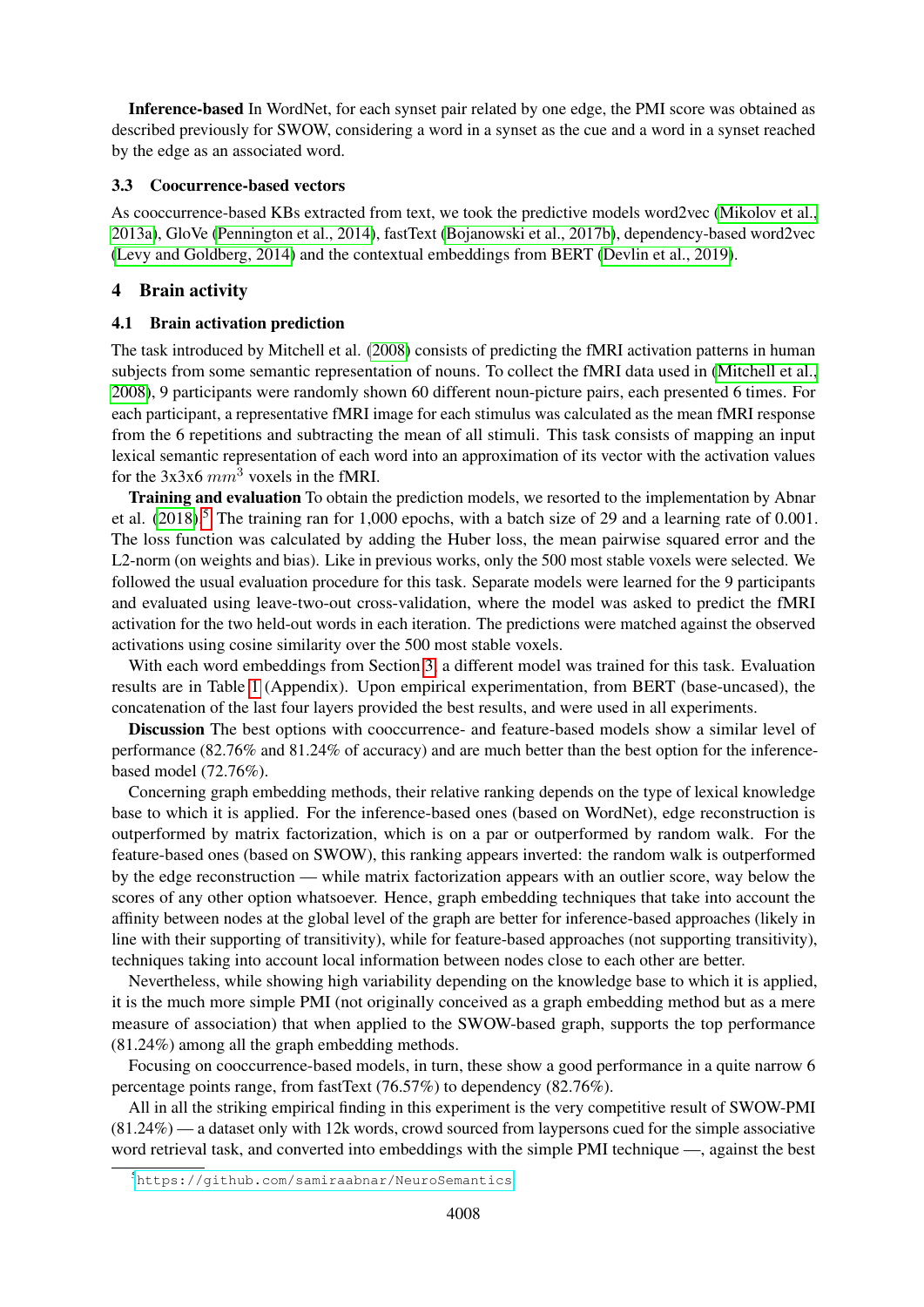**Inference-based** In WordNet, for each synset pair related by one edge, the PMI score was obtained as described previously for SWOW, considering a word in a synset as the cue and a word in a synset reached by the edge as an associated word.

### 3.3 Coocurrence-based vectors

As cooccurrence-based KBs extracted from text, we took the predictive models word2vec (Mikolov et al., 2013a), GloVe (Pennington et al., 2014), fastText (Bojanowski et al., 2017b), dependency-based word2vec (Levy and Goldberg, 2014) and the contextual embeddings from BERT (Devlin et al., 2019).

## 4 Brain activity

### 4.1 Brain activation prediction

The task introduced by Mitchell et al. (2008) consists of predicting the fMRI activation patterns in human subjects from some semantic representation of nouns. To collect the fMRI data used in (Mitchell et al., 2008), 9 participants were randomly shown 60 different noun-picture pairs, each presented 6 times. For each participant, a representative fMRI image for each stimulus was calculated as the mean fMRI response from the 6 repetitions and subtracting the mean of all stimuli. This task consists of mapping an input lexical semantic representation of each word into an approximation of its vector with the activation values for the 3x3x6 $mm^3$ voxels in the fMRI.

**Training and evaluation** To obtain the prediction models, we resorted to the implementation by Abnar et al. (2018).[5] The training ran for 1,000 epochs, with a batch size of 29 and a learning rate of 0.001. The loss function was calculated by adding the Huber loss, the mean pairwise squared error and the L2-norm (on weights and bias). Like in previous works, only the 500 most stable voxels were selected. We followed the usual evaluation procedure for this task. Separate models were learned for the 9 participants and evaluated using leave-two-out cross-validation, where the model was asked to predict the fMRI activation for the two held-out words in each iteration. The predictions were matched against the observed activations using cosine similarity over the 500 most stable voxels.

With each word embeddings from Section 3, a different model was trained for this task. Evaluation results are in Table 1 (Appendix). Upon empirical experimentation, from BERT (base-uncased), the concatenation of the last four layers provided the best results, and were used in all experiments.

**Discussion** The best options with cooccurrence- and feature-based models show a similar level of performance (82.76% and 81.24% of accuracy) and are much better than the best option for the inference-based model (72.76%).

Concerning graph embedding methods, their relative ranking depends on the type of lexical knowledge base to which it is applied. For the inference-based ones (based on WordNet), edge reconstruction is outperformed by matrix factorization, which is on a par or outperformed by random walk. For the feature-based ones (based on SWOW), this ranking appears inverted: the random walk is outperformed by the edge reconstruction — while matrix factorization appears with an outlier score, way below the scores of any other option whatsoever. Hence, graph embedding techniques that take into account the affinity between nodes at the global level of the graph are better for inference-based approaches (likely in line with their supporting of transitivity), while for feature-based approaches (not supporting transitivity), techniques taking into account local information between nodes close to each other are better.

Nevertheless, while showing high variability depending on the knowledge base to which it is applied, it is the much more simple PMI (not originally conceived as a graph embedding method but as a mere measure of association) that when applied to the SWOW-based graph, supports the top performance (81.24%) among all the graph embedding methods.

Focusing on cooccurrence-based models, in turn, these show a good performance in a quite narrow 6 percentage points range, from fastText (76.57%) to dependency (82.76%).

All in all the striking empirical finding in this experiment is the very competitive result of SWOW-PMI (81.24%) — a dataset only with 12k words, crowd sourced from laypersons cued for the simple associative word retrieval task, and converted into embeddings with the simple PMI technique —, against the best

[5] https://github.com/samiraabnar/NeuroSemantics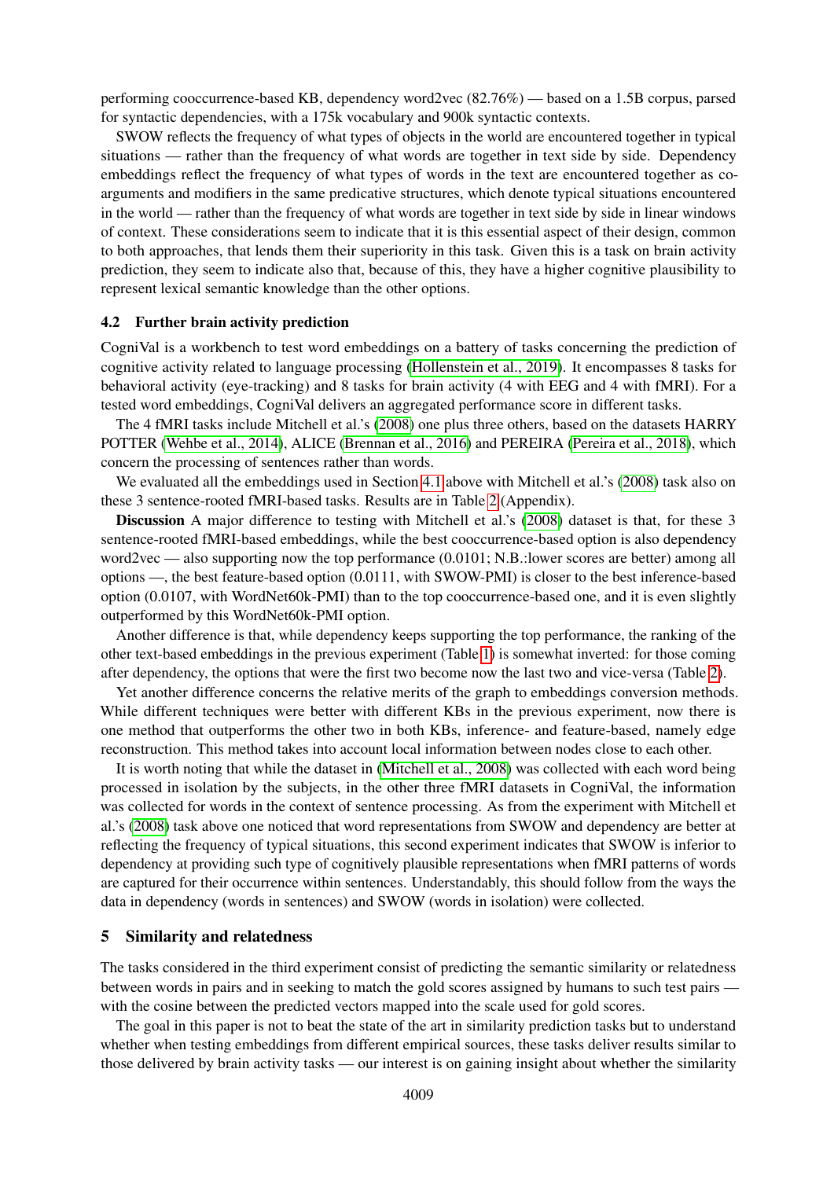performing cooccurrence-based KB, dependency word2vec (82.76%) — based on a 1.5B corpus, parsed for syntactic dependencies, with a 175k vocabulary and 900k syntactic contexts.

SWOW reflects the frequency of what types of objects in the world are encountered together in typical situations — rather than the frequency of what words are together in text side by side. Dependency embeddings reflect the frequency of what types of words in the text are encountered together as co-arguments and modifiers in the same predicative structures, which denote typical situations encountered in the world — rather than the frequency of what words are together in text side by side in linear windows of context. These considerations seem to indicate that it is this essential aspect of their design, common to both approaches, that lends them their superiority in this task. Given this is a task on brain activity prediction, they seem to indicate also that, because of this, they have a higher cognitive plausibility to represent lexical semantic knowledge than the other options.

### 4.2 Further brain activity prediction

CogniVal is a workbench to test word embeddings on a battery of tasks concerning the prediction of cognitive activity related to language processing (Hollenstein et al., 2019). It encompasses 8 tasks for behavioral activity (eye-tracking) and 8 tasks for brain activity (4 with EEG and 4 with fMRI). For a tested word embeddings, CogniVal delivers an aggregated performance score in different tasks.

The 4 fMRI tasks include Mitchell et al.'s (2008) one plus three others, based on the datasets HARRY POTTER (Wehbe et al., 2014), ALICE (Brennan et al., 2016) and PEREIRA (Pereira et al., 2018), which concern the processing of sentences rather than words.

We evaluated all the embeddings used in Section 4.1 above with Mitchell et al.'s (2008) task also on these 3 sentence-rooted fMRI-based tasks. Results are in Table 2 (Appendix).

**Discussion** A major difference to testing with Mitchell et al.'s (2008) dataset is that, for these 3 sentence-rooted fMRI-based embeddings, while the best cooccurrence-based option is also dependency word2vec — also supporting now the top performance (0.0101; N.B.:lower scores are better) among all options —, the best feature-based option (0.0111, with SWOW-PMI) is closer to the best inference-based option (0.0107, with WordNet60k-PMI) than to the top cooccurrence-based one, and it is even slightly outperformed by this WordNet60k-PMI option.

Another difference is that, while dependency keeps supporting the top performance, the ranking of the other text-based embeddings in the previous experiment (Table 1) is somewhat inverted: for those coming after dependency, the options that were the first two become now the last two and vice-versa (Table 2).

Yet another difference concerns the relative merits of the graph to embeddings conversion methods. While different techniques were better with different KBs in the previous experiment, now there is one method that outperforms the other two in both KBs, inference- and feature-based, namely edge reconstruction. This method takes into account local information between nodes close to each other.

It is worth noting that while the dataset in (Mitchell et al., 2008) was collected with each word being processed in isolation by the subjects, in the other three fMRI datasets in CogniVal, the information was collected for words in the context of sentence processing. As from the experiment with Mitchell et al.'s (2008) task above one noticed that word representations from SWOW and dependency are better at reflecting the frequency of typical situations, this second experiment indicates that SWOW is inferior to dependency at providing such type of cognitively plausible representations when fMRI patterns of words are captured for their occurrence within sentences. Understandably, this should follow from the ways the data in dependency (words in sentences) and SWOW (words in isolation) were collected.

## 5 Similarity and relatedness

The tasks considered in the third experiment consist of predicting the semantic similarity or relatedness between words in pairs and in seeking to match the gold scores assigned by humans to such test pairs — with the cosine between the predicted vectors mapped into the scale used for gold scores.

The goal in this paper is not to beat the state of the art in similarity prediction tasks but to understand whether when testing embeddings from different empirical sources, these tasks deliver results similar to those delivered by brain activity tasks — our interest is on gaining insight about whether the similarity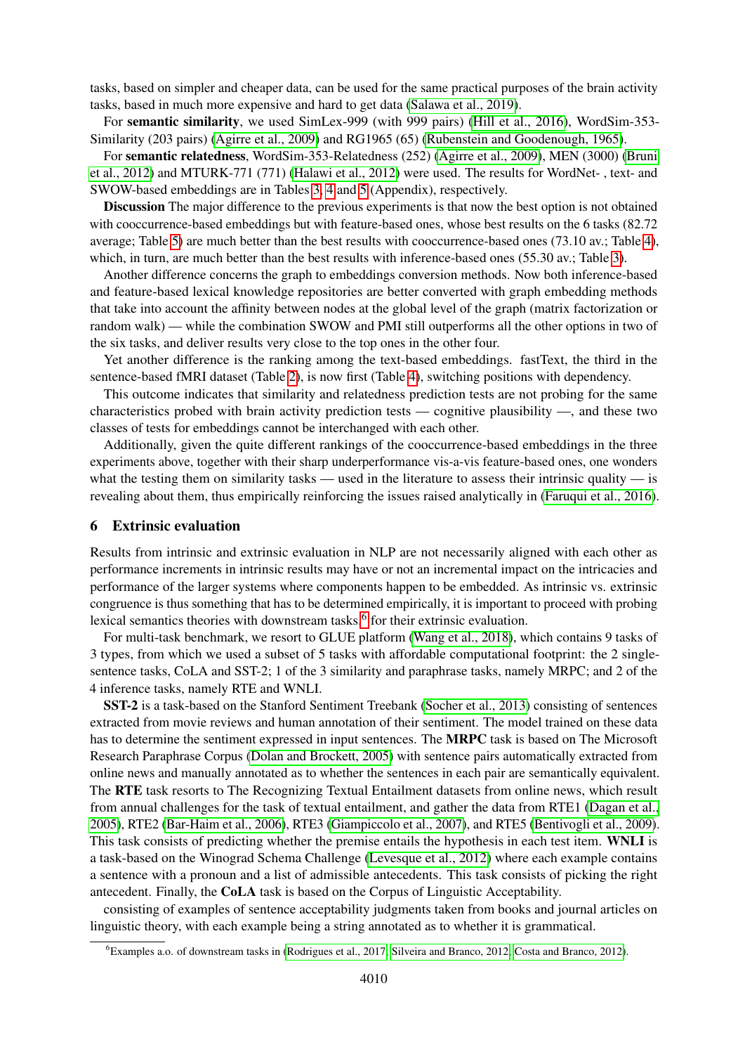tasks, based on simpler and cheaper data, can be used for the same practical purposes of the brain activity tasks, based in much more expensive and hard to get data (Salawa et al., 2019).

For **semantic similarity**, we used SimLex-999 (with 999 pairs) (Hill et al., 2016), WordSim-353-Similarity (203 pairs) (Agirre et al., 2009) and RG1965 (65) (Rubenstein and Goodenough, 1965).

For **semantic relatedness**, WordSim-353-Relatedness (252) (Agirre et al., 2009), MEN (3000) (Bruni et al., 2012) and MTURK-771 (771) (Halawi et al., 2012) were used. The results for WordNet- , text- and SWOW-based embeddings are in Tables 3, 4 and 5 (Appendix), respectively.

**Discussion** The major difference to the previous experiments is that now the best option is not obtained with cooccurrence-based embeddings but with feature-based ones, whose best results on the 6 tasks (82.72 average; Table 5) are much better than the best results with cooccurrence-based ones (73.10 av.; Table 4), which, in turn, are much better than the best results with inference-based ones (55.30 av.; Table 3).

Another difference concerns the graph to embeddings conversion methods. Now both inference-based and feature-based lexical knowledge repositories are better converted with graph embedding methods that take into account the affinity between nodes at the global level of the graph (matrix factorization or random walk) — while the combination SWOW and PMI still outperforms all the other options in two of the six tasks, and deliver results very close to the top ones in the other four.

Yet another difference is the ranking among the text-based embeddings. fastText, the third in the sentence-based fMRI dataset (Table 2), is now first (Table 4), switching positions with dependency.

This outcome indicates that similarity and relatedness prediction tests are not probing for the same characteristics probed with brain activity prediction tests — cognitive plausibility —, and these two classes of tests for embeddings cannot be interchanged with each other.

Additionally, given the quite different rankings of the cooccurrence-based embeddings in the three experiments above, together with their sharp underperformance vis-a-vis feature-based ones, one wonders what the testing them on similarity tasks — used in the literature to assess their intrinsic quality — is revealing about them, thus empirically reinforcing the issues raised analytically in (Faruqui et al., 2016).

## 6 Extrinsic evaluation

Results from intrinsic and extrinsic evaluation in NLP are not necessarily aligned with each other as performance increments in intrinsic results may have or not an incremental impact on the intricacies and performance of the larger systems where components happen to be embedded. As intrinsic vs. extrinsic congruence is thus something that has to be determined empirically, it is important to proceed with probing lexical semantics theories with downstream tasks[6] for their extrinsic evaluation.

For multi-task benchmark, we resort to GLUE platform (Wang et al., 2018), which contains 9 tasks of 3 types, from which we used a subset of 5 tasks with affordable computational footprint: the 2 single-sentence tasks, CoLA and SST-2; 1 of the 3 similarity and paraphrase tasks, namely MRPC; and 2 of the 4 inference tasks, namely RTE and WNLI.

**SST-2** is a task-based on the Stanford Sentiment Treebank (Socher et al., 2013) consisting of sentences extracted from movie reviews and human annotation of their sentiment. The model trained on these data has to determine the sentiment expressed in input sentences. The **MRPC** task is based on The Microsoft Research Paraphrase Corpus (Dolan and Brockett, 2005) with sentence pairs automatically extracted from online news and manually annotated as to whether the sentences in each pair are semantically equivalent. The **RTE** task resorts to The Recognizing Textual Entailment datasets from online news, which result from annual challenges for the task of textual entailment, and gather the data from RTE1 (Dagan et al., 2005), RTE2 (Bar-Haim et al., 2006), RTE3 (Giampiccolo et al., 2007), and RTE5 (Bentivogli et al., 2009). This task consists of predicting whether the premise entails the hypothesis in each test item. **WNLI** is a task-based on the Winograd Schema Challenge (Levesque et al., 2012) where each example contains a sentence with a pronoun and a list of admissible antecedents. This task consists of picking the right antecedent. Finally, the **CoLA** task is based on the Corpus of Linguistic Acceptability.

consisting of examples of sentence acceptability judgments taken from books and journal articles on linguistic theory, with each example being a string annotated as to whether it is grammatical.

[6] Examples a.o. of downstream tasks in (Rodrigues et al., 2017; Silveira and Branco, 2012; Costa and Branco, 2012).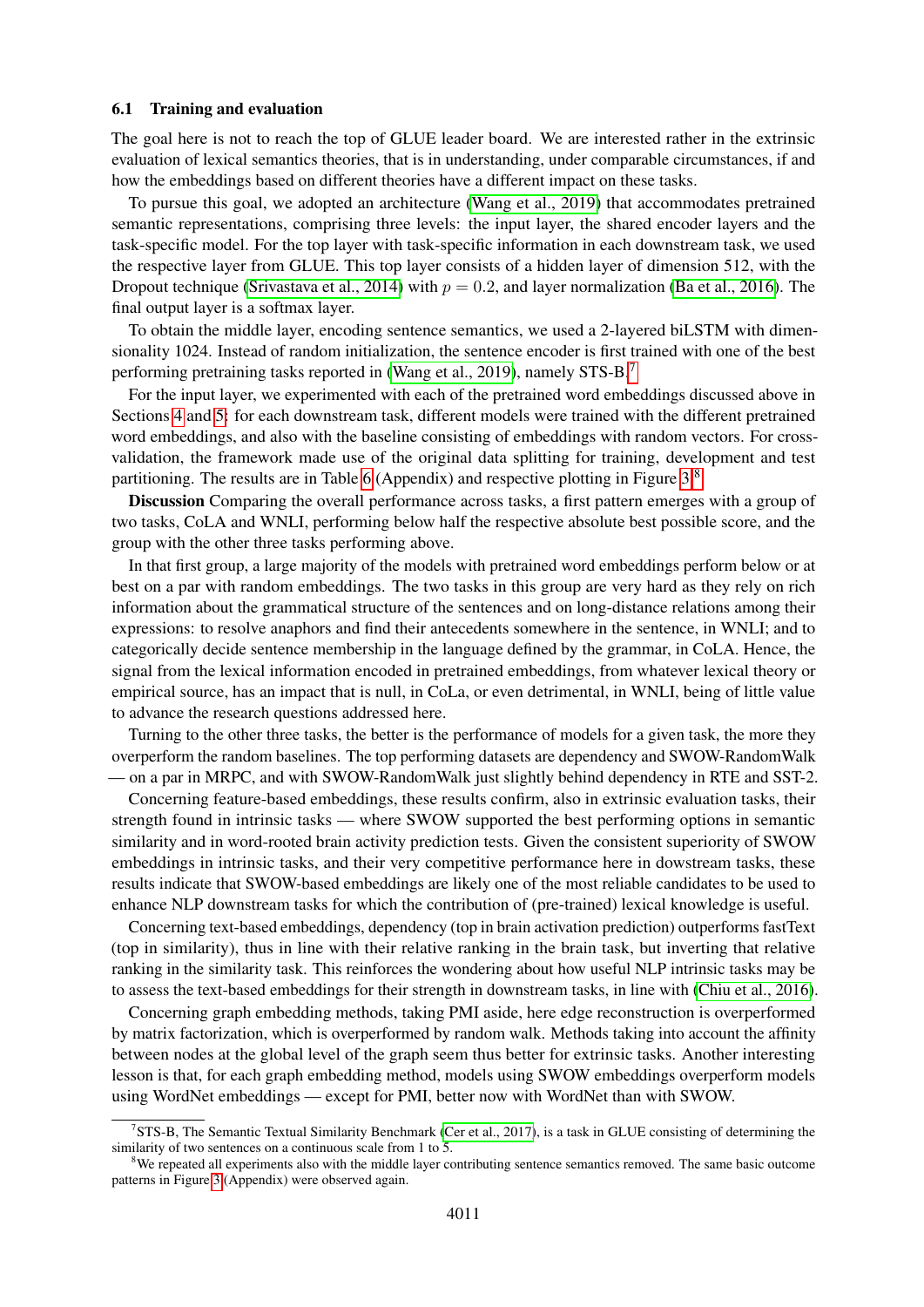### 6.1 Training and evaluation

The goal here is not to reach the top of GLUE leader board. We are interested rather in the extrinsic evaluation of lexical semantics theories, that is in understanding, under comparable circumstances, if and how the embeddings based on different theories have a different impact on these tasks.

To pursue this goal, we adopted an architecture (Wang et al., 2019) that accommodates pretrained semantic representations, comprising three levels: the input layer, the shared encoder layers and the task-specific model. For the top layer with task-specific information in each downstream task, we used the respective layer from GLUE. This top layer consists of a hidden layer of dimension 512, with the Dropout technique (Srivastava et al., 2014) with $p = 0.2$, and layer normalization (Ba et al., 2016). The final output layer is a softmax layer.

To obtain the middle layer, encoding sentence semantics, we used a 2-layered biLSTM with dimensionality 1024. Instead of random initialization, the sentence encoder is first trained with one of the best performing pretraining tasks reported in (Wang et al., 2019), namely STS-B.[7]

For the input layer, we experimented with each of the pretrained word embeddings discussed above in Sections 4 and 5: for each downstream task, different models were trained with the different pretrained word embeddings, and also with the baseline consisting of embeddings with random vectors. For cross-validation, the framework made use of the original data splitting for training, development and test partitioning. The results are in Table 6 (Appendix) and respective plotting in Figure 3.[8]

**Discussion** Comparing the overall performance across tasks, a first pattern emerges with a group of two tasks, CoLA and WNLI, performing below half the respective absolute best possible score, and the group with the other three tasks performing above.

In that first group, a large majority of the models with pretrained word embeddings perform below or at best on a par with random embeddings. The two tasks in this group are very hard as they rely on rich information about the grammatical structure of the sentences and on long-distance relations among their expressions: to resolve anaphors and find their antecedents somewhere in the sentence, in WNLI; and to categorically decide sentence membership in the language defined by the grammar, in CoLA. Hence, the signal from the lexical information encoded in pretrained embeddings, from whatever lexical theory or empirical source, has an impact that is null, in CoLa, or even detrimental, in WNLI, being of little value to advance the research questions addressed here.

Turning to the other three tasks, the better is the performance of models for a given task, the more they overperform the random baselines. The top performing datasets are dependency and SWOW-RandomWalk — on a par in MRPC, and with SWOW-RandomWalk just slightly behind dependency in RTE and SST-2.

Concerning feature-based embeddings, these results confirm, also in extrinsic evaluation tasks, their strength found in intrinsic tasks — where SWOW supported the best performing options in semantic similarity and in word-rooted brain activity prediction tests. Given the consistent superiority of SWOW embeddings in intrinsic tasks, and their very competitive performance here in dowstream tasks, these results indicate that SWOW-based embeddings are likely one of the most reliable candidates to be used to enhance NLP downstream tasks for which the contribution of (pre-trained) lexical knowledge is useful.

Concerning text-based embeddings, dependency (top in brain activation prediction) outperforms fastText (top in similarity), thus in line with their relative ranking in the brain task, but inverting that relative ranking in the similarity task. This reinforces the wondering about how useful NLP intrinsic tasks may be to assess the text-based embeddings for their strength in downstream tasks, in line with (Chiu et al., 2016).

Concerning graph embedding methods, taking PMI aside, here edge reconstruction is overperformed by matrix factorization, which is overperformed by random walk. Methods taking into account the affinity between nodes at the global level of the graph seem thus better for extrinsic tasks. Another interesting lesson is that, for each graph embedding method, models using SWOW embeddings overperform models using WordNet embeddings — except for PMI, better now with WordNet than with SWOW.

[7] STS-B, The Semantic Textual Similarity Benchmark (Cer et al., 2017), is a task in GLUE consisting of determining the similarity of two sentences on a continuous scale from 1 to 5.

[8] We repeated all experiments also with the middle layer contributing sentence semantics removed. The same basic outcome patterns in Figure 3 (Appendix) were observed again.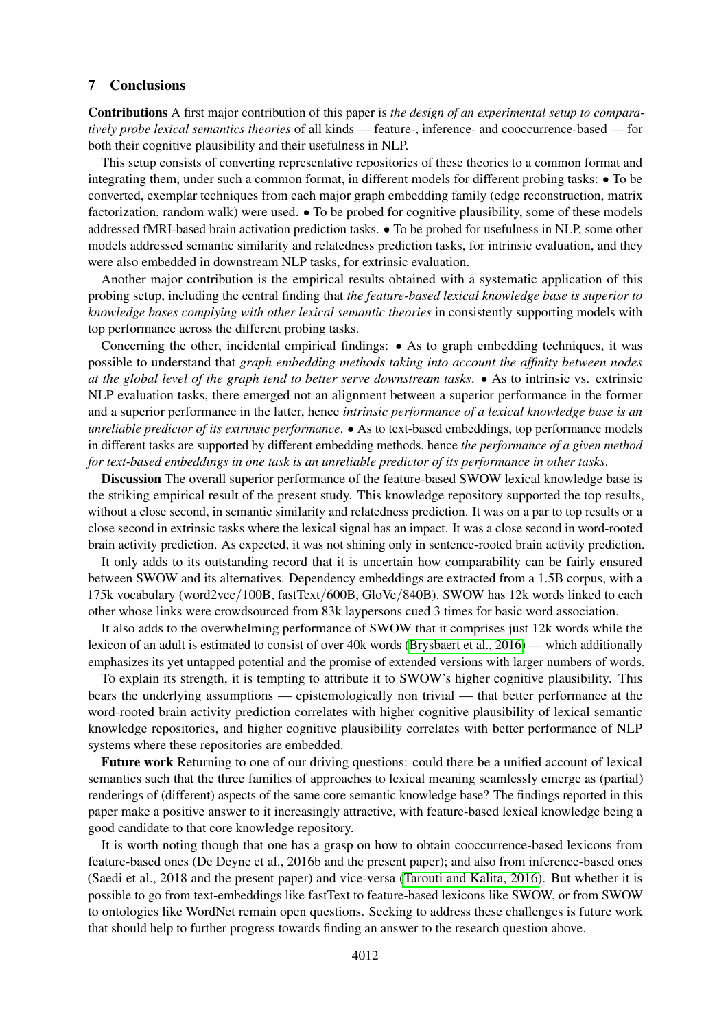## 7 Conclusions

**Contributions** A first major contribution of this paper is *the design of an experimental setup to comparatively probe lexical semantics theories* of all kinds — feature-, inference- and cooccurrence-based — for both their cognitive plausibility and their usefulness in NLP.

This setup consists of converting representative repositories of these theories to a common format and integrating them, under such a common format, in different models for different probing tasks: • To be converted, exemplar techniques from each major graph embedding family (edge reconstruction, matrix factorization, random walk) were used. • To be probed for cognitive plausibility, some of these models addressed fMRI-based brain activation prediction tasks. • To be probed for usefulness in NLP, some other models addressed semantic similarity and relatedness prediction tasks, for intrinsic evaluation, and they were also embedded in downstream NLP tasks, for extrinsic evaluation.

Another major contribution is the empirical results obtained with a systematic application of this probing setup, including the central finding that *the feature-based lexical knowledge base is superior to knowledge bases complying with other lexical semantic theories* in consistently supporting models with top performance across the different probing tasks.

Concerning the other, incidental empirical findings: • As to graph embedding techniques, it was possible to understand that *graph embedding methods taking into account the affinity between nodes at the global level of the graph tend to better serve downstream tasks*. • As to intrinsic vs. extrinsic NLP evaluation tasks, there emerged not an alignment between a superior performance in the former and a superior performance in the latter, hence *intrinsic performance of a lexical knowledge base is an unreliable predictor of its extrinsic performance*. • As to text-based embeddings, top performance models in different tasks are supported by different embedding methods, hence *the performance of a given method for text-based embeddings in one task is an unreliable predictor of its performance in other tasks*.

**Discussion** The overall superior performance of the feature-based SWOW lexical knowledge base is the striking empirical result of the present study. This knowledge repository supported the top results, without a close second, in semantic similarity and relatedness prediction. It was on a par to top results or a close second in extrinsic tasks where the lexical signal has an impact. It was a close second in word-rooted brain activity prediction. As expected, it was not shining only in sentence-rooted brain activity prediction.

It only adds to its outstanding record that it is uncertain how comparability can be fairly ensured between SWOW and its alternatives. Dependency embeddings are extracted from a 1.5B corpus, with a 175k vocabulary (word2vec/100B, fastText/600B, GloVe/840B). SWOW has 12k words linked to each other whose links were crowdsourced from 83k laypersons cued 3 times for basic word association.

It also adds to the overwhelming performance of SWOW that it comprises just 12k words while the lexicon of an adult is estimated to consist of over 40k words (Brysbaert et al., 2016) — which additionally emphasizes its yet untapped potential and the promise of extended versions with larger numbers of words.

To explain its strength, it is tempting to attribute it to SWOW's higher cognitive plausibility. This bears the underlying assumptions — epistemologically non trivial — that better performance at the word-rooted brain activity prediction correlates with higher cognitive plausibility of lexical semantic knowledge repositories, and higher cognitive plausibility correlates with better performance of NLP systems where these repositories are embedded.

**Future work** Returning to one of our driving questions: could there be a unified account of lexical semantics such that the three families of approaches to lexical meaning seamlessly emerge as (partial) renderings of (different) aspects of the same core semantic knowledge base? The findings reported in this paper make a positive answer to it increasingly attractive, with feature-based lexical knowledge being a good candidate to that core knowledge repository.

It is worth noting though that one has a grasp on how to obtain cooccurrence-based lexicons from feature-based ones (De Deyne et al., 2016b and the present paper); and also from inference-based ones (Saedi et al., 2018 and the present paper) and vice-versa (Tarouti and Kalita, 2016). But whether it is possible to go from text-embeddings like fastText to feature-based lexicons like SWOW, or from SWOW to ontologies like WordNet remain open questions. Seeking to address these challenges is future work that should help to further progress towards finding an answer to the research question above.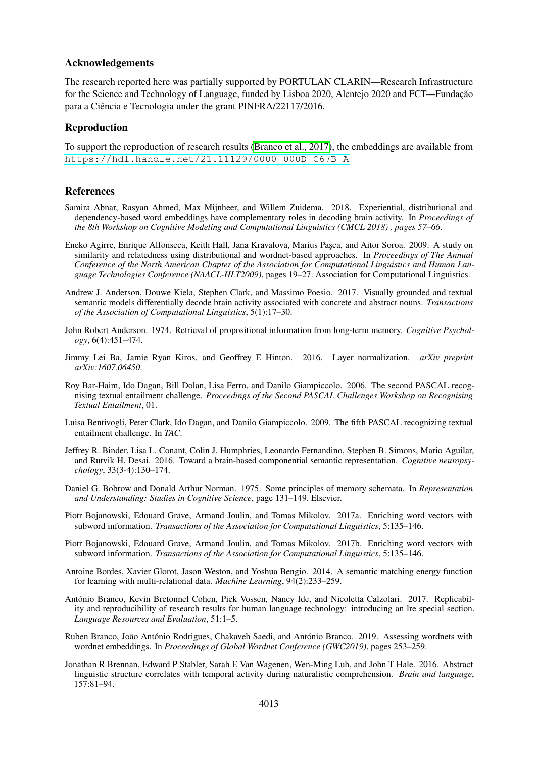## Acknowledgements

The research reported here was partially supported by PORTULAN CLARIN—Research Infrastructure for the Science and Technology of Language, funded by Lisboa 2020, Alentejo 2020 and FCT—Fundação para a Ciência e Tecnologia under the grant PINFRA/22117/2016.

## Reproduction

To support the reproduction of research results (Branco et al., 2017), the embeddings are available from `https://hdl.handle.net/21.11129/0000-000D-C67B-A`

## References

Samira Abnar, Rasyan Ahmed, Max Mijnheer, and Willem Zuidema. 2018. Experiential, distributional and dependency-based word embeddings have complementary roles in decoding brain activity. In *Proceedings of the 8th Workshop on Cognitive Modeling and Computational Linguistics (CMCL 2018) , pages 57–66*.

Eneko Agirre, Enrique Alfonseca, Keith Hall, Jana Kravalova, Marius Paşca, and Aitor Soroa. 2009. A study on similarity and relatedness using distributional and wordnet-based approaches. In *Proceedings of The Annual Conference of the North American Chapter of the Association for Computational Linguistics and Human Language Technologies Conference (NAACL-HLT2009)*, pages 19–27. Association for Computational Linguistics.

Andrew J. Anderson, Douwe Kiela, Stephen Clark, and Massimo Poesio. 2017. Visually grounded and textual semantic models differentially decode brain activity associated with concrete and abstract nouns. *Transactions of the Association of Computational Linguistics*, 5(1):17–30.

John Robert Anderson. 1974. Retrieval of propositional information from long-term memory. *Cognitive Psychology*, 6(4):451–474.

Jimmy Lei Ba, Jamie Ryan Kiros, and Geoffrey E Hinton. 2016. Layer normalization. *arXiv preprint arXiv:1607.06450*.

Roy Bar-Haim, Ido Dagan, Bill Dolan, Lisa Ferro, and Danilo Giampiccolo. 2006. The second PASCAL recognising textual entailment challenge. *Proceedings of the Second PASCAL Challenges Workshop on Recognising Textual Entailment*, 01.

Luisa Bentivogli, Peter Clark, Ido Dagan, and Danilo Giampiccolo. 2009. The fifth PASCAL recognizing textual entailment challenge. In *TAC*.

Jeffrey R. Binder, Lisa L. Conant, Colin J. Humphries, Leonardo Fernandino, Stephen B. Simons, Mario Aguilar, and Rutvik H. Desai. 2016. Toward a brain-based componential semantic representation. *Cognitive neuropsychology*, 33(3-4):130–174.

Daniel G. Bobrow and Donald Arthur Norman. 1975. Some principles of memory schemata. In *Representation and Understanding: Studies in Cognitive Science*, page 131–149. Elsevier.

Piotr Bojanowski, Edouard Grave, Armand Joulin, and Tomas Mikolov. 2017a. Enriching word vectors with subword information. *Transactions of the Association for Computational Linguistics*, 5:135–146.

Piotr Bojanowski, Edouard Grave, Armand Joulin, and Tomas Mikolov. 2017b. Enriching word vectors with subword information. *Transactions of the Association for Computational Linguistics*, 5:135–146.

Antoine Bordes, Xavier Glorot, Jason Weston, and Yoshua Bengio. 2014. A semantic matching energy function for learning with multi-relational data. *Machine Learning*, 94(2):233–259.

António Branco, Kevin Bretonnel Cohen, Piek Vossen, Nancy Ide, and Nicoletta Calzolari. 2017. Replicability and reproducibility of research results for human language technology: introducing an lre special section. *Language Resources and Evaluation*, 51:1–5.

Ruben Branco, João António Rodrigues, Chakaveh Saedi, and António Branco. 2019. Assessing wordnets with wordnet embeddings. In *Proceedings of Global Wordnet Conference (GWC2019)*, pages 253–259.

Jonathan R Brennan, Edward P Stabler, Sarah E Van Wagenen, Wen-Ming Luh, and John T Hale. 2016. Abstract linguistic structure correlates with temporal activity during naturalistic comprehension. *Brain and language*, 157:81–94.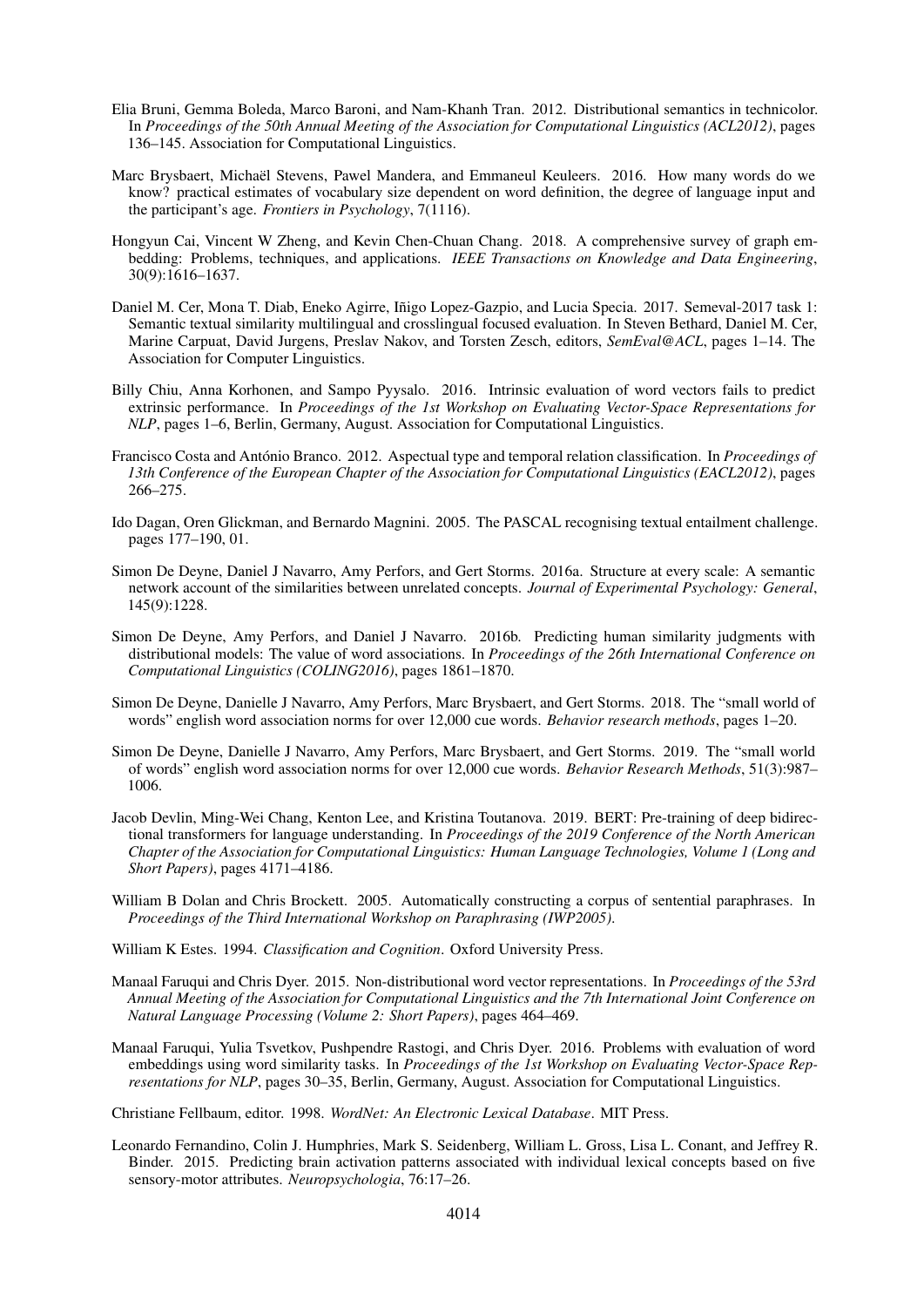Elia Bruni, Gemma Boleda, Marco Baroni, and Nam-Khanh Tran. 2012. Distributional semantics in technicolor. In *Proceedings of the 50th Annual Meeting of the Association for Computational Linguistics (ACL2012)*, pages 136–145. Association for Computational Linguistics.

Marc Brysbaert, Michaël Stevens, Pawel Mandera, and Emmaneul Keuleers. 2016. How many words do we know? practical estimates of vocabulary size dependent on word definition, the degree of language input and the participant's age. *Frontiers in Psychology*, 7(1116).

Hongyun Cai, Vincent W Zheng, and Kevin Chen-Chuan Chang. 2018. A comprehensive survey of graph embedding: Problems, techniques, and applications. *IEEE Transactions on Knowledge and Data Engineering*, 30(9):1616–1637.

Daniel M. Cer, Mona T. Diab, Eneko Agirre, Iñigo Lopez-Gazpio, and Lucia Specia. 2017. Semeval-2017 task 1: Semantic textual similarity multilingual and crosslingual focused evaluation. In Steven Bethard, Daniel M. Cer, Marine Carpuat, David Jurgens, Preslav Nakov, and Torsten Zesch, editors, *SemEval@ACL*, pages 1–14. The Association for Computer Linguistics.

Billy Chiu, Anna Korhonen, and Sampo Pyysalo. 2016. Intrinsic evaluation of word vectors fails to predict extrinsic performance. In *Proceedings of the 1st Workshop on Evaluating Vector-Space Representations for NLP*, pages 1–6, Berlin, Germany, August. Association for Computational Linguistics.

Francisco Costa and António Branco. 2012. Aspectual type and temporal relation classification. In *Proceedings of 13th Conference of the European Chapter of the Association for Computational Linguistics (EACL2012)*, pages 266–275.

Ido Dagan, Oren Glickman, and Bernardo Magnini. 2005. The PASCAL recognising textual entailment challenge. pages 177–190, 01.

Simon De Deyne, Daniel J Navarro, Amy Perfors, and Gert Storms. 2016a. Structure at every scale: A semantic network account of the similarities between unrelated concepts. *Journal of Experimental Psychology: General*, 145(9):1228.

Simon De Deyne, Amy Perfors, and Daniel J Navarro. 2016b. Predicting human similarity judgments with distributional models: The value of word associations. In *Proceedings of the 26th International Conference on Computational Linguistics (COLING2016)*, pages 1861–1870.

Simon De Deyne, Danielle J Navarro, Amy Perfors, Marc Brysbaert, and Gert Storms. 2018. The "small world of words" english word association norms for over 12,000 cue words. *Behavior research methods*, pages 1–20.

Simon De Deyne, Danielle J Navarro, Amy Perfors, Marc Brysbaert, and Gert Storms. 2019. The "small world of words" english word association norms for over 12,000 cue words. *Behavior Research Methods*, 51(3):987–1006.

Jacob Devlin, Ming-Wei Chang, Kenton Lee, and Kristina Toutanova. 2019. BERT: Pre-training of deep bidirectional transformers for language understanding. In *Proceedings of the 2019 Conference of the North American Chapter of the Association for Computational Linguistics: Human Language Technologies, Volume 1 (Long and Short Papers)*, pages 4171–4186.

William B Dolan and Chris Brockett. 2005. Automatically constructing a corpus of sentential paraphrases. In *Proceedings of the Third International Workshop on Paraphrasing (IWP2005)*.

William K Estes. 1994. *Classification and Cognition*. Oxford University Press.

Manaal Faruqui and Chris Dyer. 2015. Non-distributional word vector representations. In *Proceedings of the 53rd Annual Meeting of the Association for Computational Linguistics and the 7th International Joint Conference on Natural Language Processing (Volume 2: Short Papers)*, pages 464–469.

Manaal Faruqui, Yulia Tsvetkov, Pushpendre Rastogi, and Chris Dyer. 2016. Problems with evaluation of word embeddings using word similarity tasks. In *Proceedings of the 1st Workshop on Evaluating Vector-Space Representations for NLP*, pages 30–35, Berlin, Germany, August. Association for Computational Linguistics.

Christiane Fellbaum, editor. 1998. *WordNet: An Electronic Lexical Database*. MIT Press.

Leonardo Fernandino, Colin J. Humphries, Mark S. Seidenberg, William L. Gross, Lisa L. Conant, and Jeffrey R. Binder. 2015. Predicting brain activation patterns associated with individual lexical concepts based on five sensory-motor attributes. *Neuropsychologia*, 76:17–26.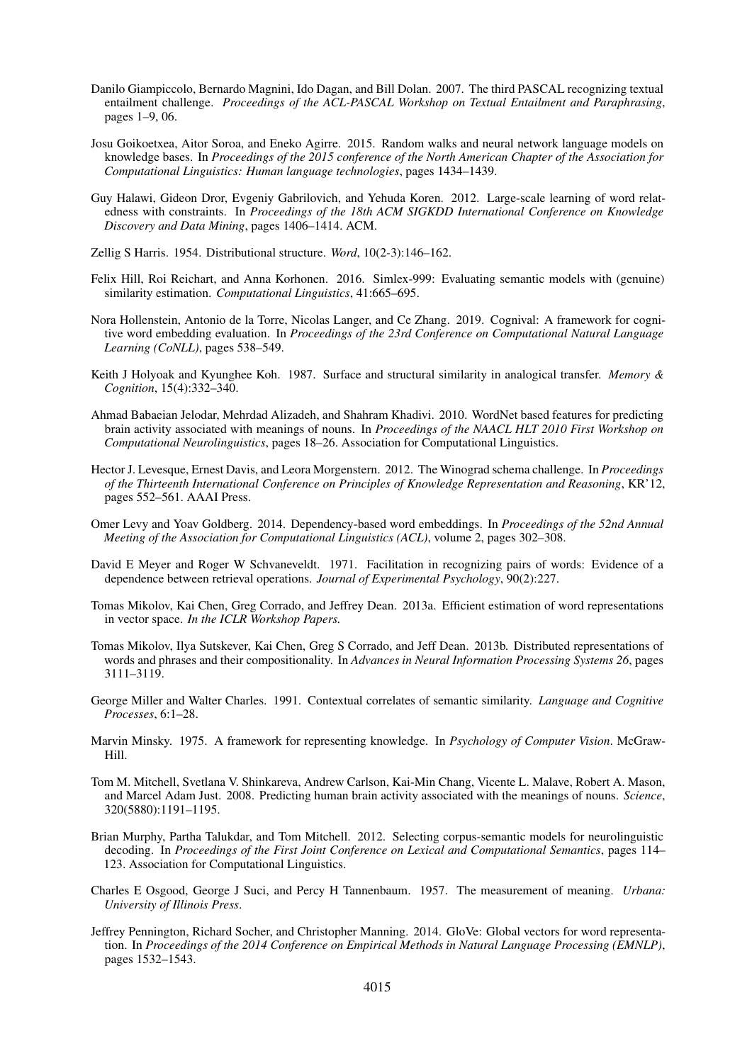Danilo Giampiccolo, Bernardo Magnini, Ido Dagan, and Bill Dolan. 2007. The third PASCAL recognizing textual entailment challenge. *Proceedings of the ACL-PASCAL Workshop on Textual Entailment and Paraphrasing*, pages 1–9, 06.

Josu Goikoetxea, Aitor Soroa, and Eneko Agirre. 2015. Random walks and neural network language models on knowledge bases. In *Proceedings of the 2015 conference of the North American Chapter of the Association for Computational Linguistics: Human language technologies*, pages 1434–1439.

Guy Halawi, Gideon Dror, Evgeniy Gabrilovich, and Yehuda Koren. 2012. Large-scale learning of word relatedness with constraints. In *Proceedings of the 18th ACM SIGKDD International Conference on Knowledge Discovery and Data Mining*, pages 1406–1414. ACM.

Zellig S Harris. 1954. Distributional structure. *Word*, 10(2-3):146–162.

Felix Hill, Roi Reichart, and Anna Korhonen. 2016. Simlex-999: Evaluating semantic models with (genuine) similarity estimation. *Computational Linguistics*, 41:665–695.

Nora Hollenstein, Antonio de la Torre, Nicolas Langer, and Ce Zhang. 2019. Cognival: A framework for cognitive word embedding evaluation. In *Proceedings of the 23rd Conference on Computational Natural Language Learning (CoNLL)*, pages 538–549.

Keith J Holyoak and Kyunghee Koh. 1987. Surface and structural similarity in analogical transfer. *Memory & Cognition*, 15(4):332–340.

Ahmad Babaeian Jelodar, Mehrdad Alizadeh, and Shahram Khadivi. 2010. WordNet based features for predicting brain activity associated with meanings of nouns. In *Proceedings of the NAACL HLT 2010 First Workshop on Computational Neurolinguistics*, pages 18–26. Association for Computational Linguistics.

Hector J. Levesque, Ernest Davis, and Leora Morgenstern. 2012. The Winograd schema challenge. In *Proceedings of the Thirteenth International Conference on Principles of Knowledge Representation and Reasoning*, KR'12, pages 552–561. AAAI Press.

Omer Levy and Yoav Goldberg. 2014. Dependency-based word embeddings. In *Proceedings of the 52nd Annual Meeting of the Association for Computational Linguistics (ACL)*, volume 2, pages 302–308.

David E Meyer and Roger W Schvaneveldt. 1971. Facilitation in recognizing pairs of words: Evidence of a dependence between retrieval operations. *Journal of Experimental Psychology*, 90(2):227.

Tomas Mikolov, Kai Chen, Greg Corrado, and Jeffrey Dean. 2013a. Efficient estimation of word representations in vector space. *In the ICLR Workshop Papers.*

Tomas Mikolov, Ilya Sutskever, Kai Chen, Greg S Corrado, and Jeff Dean. 2013b. Distributed representations of words and phrases and their compositionality. In *Advances in Neural Information Processing Systems 26*, pages 3111–3119.

George Miller and Walter Charles. 1991. Contextual correlates of semantic similarity. *Language and Cognitive Processes*, 6:1–28.

Marvin Minsky. 1975. A framework for representing knowledge. In *Psychology of Computer Vision*. McGraw-Hill.

Tom M. Mitchell, Svetlana V. Shinkareva, Andrew Carlson, Kai-Min Chang, Vicente L. Malave, Robert A. Mason, and Marcel Adam Just. 2008. Predicting human brain activity associated with the meanings of nouns. *Science*, 320(5880):1191–1195.

Brian Murphy, Partha Talukdar, and Tom Mitchell. 2012. Selecting corpus-semantic models for neurolinguistic decoding. In *Proceedings of the First Joint Conference on Lexical and Computational Semantics*, pages 114–123. Association for Computational Linguistics.

Charles E Osgood, George J Suci, and Percy H Tannenbaum. 1957. The measurement of meaning. *Urbana: University of Illinois Press*.

Jeffrey Pennington, Richard Socher, and Christopher Manning. 2014. GloVe: Global vectors for word representation. In *Proceedings of the 2014 Conference on Empirical Methods in Natural Language Processing (EMNLP)*, pages 1532–1543.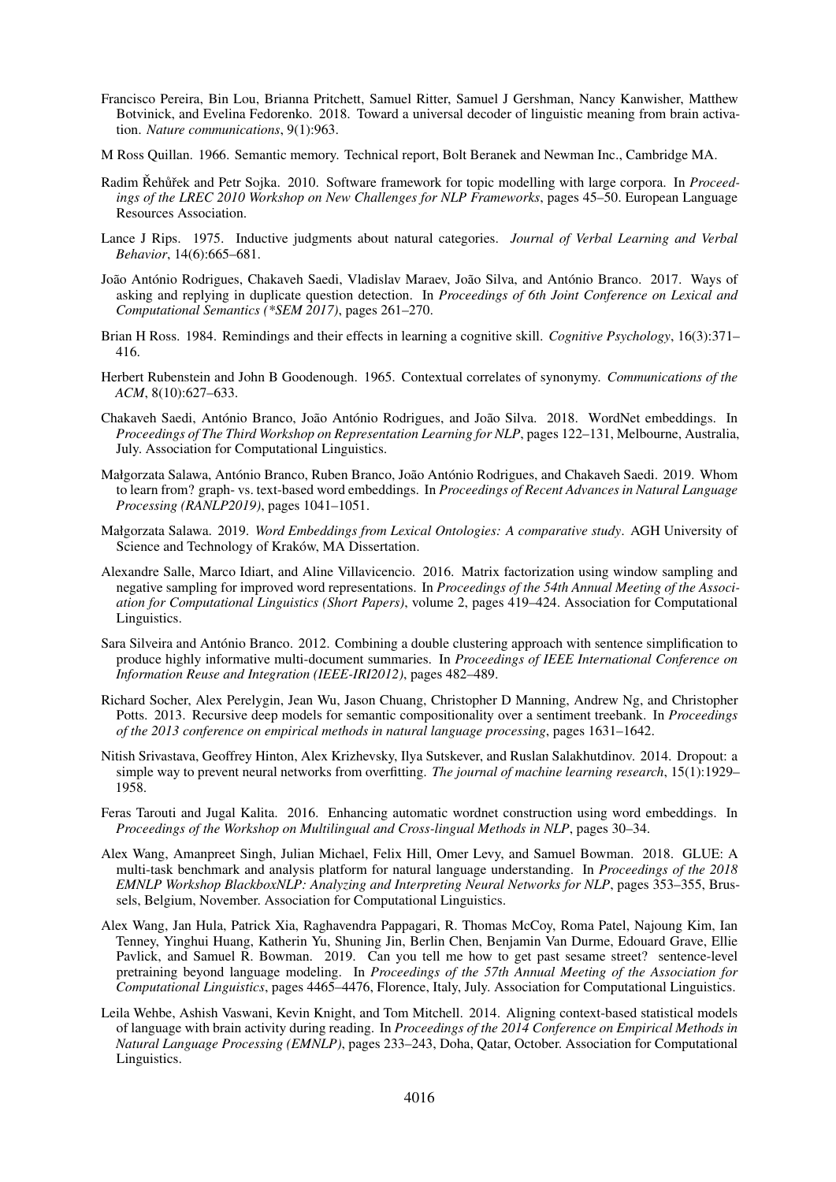Francisco Pereira, Bin Lou, Brianna Pritchett, Samuel Ritter, Samuel J Gershman, Nancy Kanwisher, Matthew Botvinick, and Evelina Fedorenko. 2018. Toward a universal decoder of linguistic meaning from brain activation. *Nature communications*, 9(1):963.

M Ross Quillan. 1966. Semantic memory. Technical report, Bolt Beranek and Newman Inc., Cambridge MA.

Radim Řehůřek and Petr Sojka. 2010. Software framework for topic modelling with large corpora. In *Proceedings of the LREC 2010 Workshop on New Challenges for NLP Frameworks*, pages 45–50. European Language Resources Association.

Lance J Rips. 1975. Inductive judgments about natural categories. *Journal of Verbal Learning and Verbal Behavior*, 14(6):665–681.

João António Rodrigues, Chakaveh Saedi, Vladislav Maraev, João Silva, and António Branco. 2017. Ways of asking and replying in duplicate question detection. In *Proceedings of 6th Joint Conference on Lexical and Computational Semantics (*SEM 2017)*, pages 261–270.

Brian H Ross. 1984. Remindings and their effects in learning a cognitive skill. *Cognitive Psychology*, 16(3):371–416.

Herbert Rubenstein and John B Goodenough. 1965. Contextual correlates of synonymy. *Communications of the ACM*, 8(10):627–633.

Chakaveh Saedi, António Branco, João António Rodrigues, and João Silva. 2018. WordNet embeddings. In *Proceedings of The Third Workshop on Representation Learning for NLP*, pages 122–131, Melbourne, Australia, July. Association for Computational Linguistics.

Małgorzata Salawa, António Branco, Ruben Branco, João António Rodrigues, and Chakaveh Saedi. 2019. Whom to learn from? graph- vs. text-based word embeddings. In *Proceedings of Recent Advances in Natural Language Processing (RANLP2019)*, pages 1041–1051.

Małgorzata Salawa. 2019. *Word Embeddings from Lexical Ontologies: A comparative study*. AGH University of Science and Technology of Kraków, MA Dissertation.

Alexandre Salle, Marco Idiart, and Aline Villavicencio. 2016. Matrix factorization using window sampling and negative sampling for improved word representations. In *Proceedings of the 54th Annual Meeting of the Association for Computational Linguistics (Short Papers)*, volume 2, pages 419–424. Association for Computational Linguistics.

Sara Silveira and António Branco. 2012. Combining a double clustering approach with sentence simplification to produce highly informative multi-document summaries. In *Proceedings of IEEE International Conference on Information Reuse and Integration (IEEE-IRI2012)*, pages 482–489.

Richard Socher, Alex Perelygin, Jean Wu, Jason Chuang, Christopher D Manning, Andrew Ng, and Christopher Potts. 2013. Recursive deep models for semantic compositionality over a sentiment treebank. In *Proceedings of the 2013 conference on empirical methods in natural language processing*, pages 1631–1642.

Nitish Srivastava, Geoffrey Hinton, Alex Krizhevsky, Ilya Sutskever, and Ruslan Salakhutdinov. 2014. Dropout: a simple way to prevent neural networks from overfitting. *The journal of machine learning research*, 15(1):1929–1958.

Feras Tarouti and Jugal Kalita. 2016. Enhancing automatic wordnet construction using word embeddings. In *Proceedings of the Workshop on Multilingual and Cross-lingual Methods in NLP*, pages 30–34.

Alex Wang, Amanpreet Singh, Julian Michael, Felix Hill, Omer Levy, and Samuel Bowman. 2018. GLUE: A multi-task benchmark and analysis platform for natural language understanding. In *Proceedings of the 2018 EMNLP Workshop BlackboxNLP: Analyzing and Interpreting Neural Networks for NLP*, pages 353–355, Brussels, Belgium, November. Association for Computational Linguistics.

Alex Wang, Jan Hula, Patrick Xia, Raghavendra Pappagari, R. Thomas McCoy, Roma Patel, Najoung Kim, Ian Tenney, Yinghui Huang, Katherin Yu, Shuning Jin, Berlin Chen, Benjamin Van Durme, Edouard Grave, Ellie Pavlick, and Samuel R. Bowman. 2019. Can you tell me how to get past sesame street? sentence-level pretraining beyond language modeling. In *Proceedings of the 57th Annual Meeting of the Association for Computational Linguistics*, pages 4465–4476, Florence, Italy, July. Association for Computational Linguistics.

Leila Wehbe, Ashish Vaswani, Kevin Knight, and Tom Mitchell. 2014. Aligning context-based statistical models of language with brain activity during reading. In *Proceedings of the 2014 Conference on Empirical Methods in Natural Language Processing (EMNLP)*, pages 233–243, Doha, Qatar, October. Association for Computational Linguistics.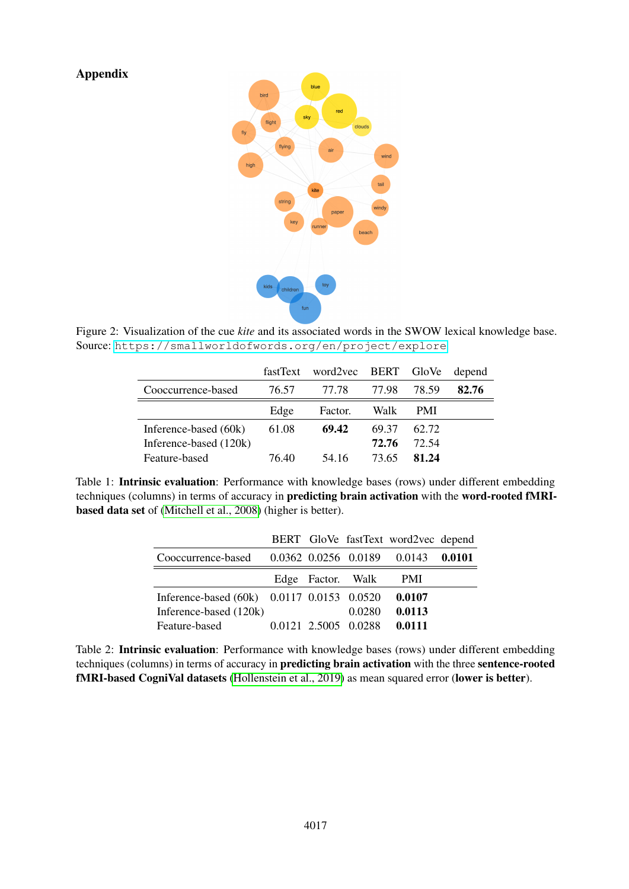# Appendix

Figure 2: Visualization of the cue *kite* and its associated words in the SWOW lexical knowledge base. Source: https://smallworldofwords.org/en/project/explore

| | fastText | word2vec | BERT | GloVe | depend |
|---|---|---|---|---|---|
| Cooccurrence-based | 76.57 | 77.78 | 77.98 | 78.59 | **82.76** |
| | Edge | Factor. | Walk | PMI | |
| Inference-based (60k) | 61.08 | **69.42** | 69.37 | 62.72 | |
| Inference-based (120k) | | | **72.76** | 72.54 | |
| Feature-based | 76.40 | 54.16 | 73.65 | **81.24** | |

Table 1: **Intrinsic evaluation**: Performance with knowledge bases (rows) under different embedding techniques (columns) in terms of accuracy in **predicting brain activation** with the **word-rooted fMRI-based data set** of (Mitchell et al., 2008) (higher is better).

| | BERT | GloVe | fastText | word2vec | depend |
|---|---|---|---|---|---|
| Cooccurrence-based | 0.0362 | 0.0256 | 0.0189 | 0.0143 | **0.0101** |
| | Edge | Factor. | Walk | PMI | |
| Inference-based (60k) | 0.0117 | 0.0153 | 0.0520 | **0.0107** | |
| Inference-based (120k) | | | 0.0280 | **0.0113** | |
| Feature-based | 0.0121 | 2.5005 | 0.0288 | **0.0111** | |

Table 2: **Intrinsic evaluation**: Performance with knowledge bases (rows) under different embedding techniques (columns) in terms of accuracy in **predicting brain activation** with the three **sentence-rooted fMRI-based CogniVal datasets** (Hollenstein et al., 2019) as mean squared error (**lower is better**).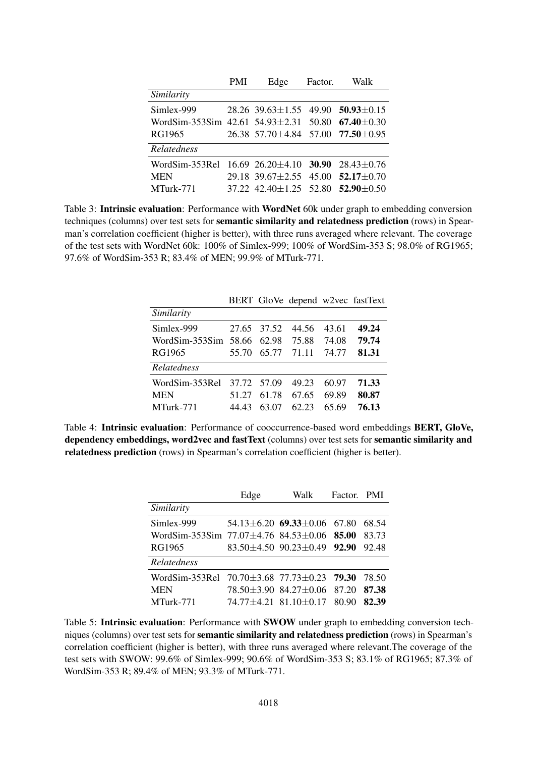| | PMI | Edge | Factor. | Walk |
|---|---|---|---|---|
| *Similarity* | | | | |
| Simlex-999 | 28.26 | 39.63±1.55 | 49.90 | **50.93**±0.15 |
| WordSim-353Sim | 42.61 | 54.93±2.31 | 50.80 | **67.40**±0.30 |
| RG1965 | 26.38 | 57.70±4.84 | 57.00 | **77.50**±0.95 |
| *Relatedness* | | | | |
| WordSim-353Rel | 16.69 | 26.20±4.10 | **30.90** | 28.43±0.76 |
| MEN | 29.18 | 39.67±2.55 | 45.00 | **52.17**±0.70 |
| MTurk-771 | 37.22 | 42.40±1.25 | 52.80 | **52.90**±0.50 |

Table 3: **Intrinsic evaluation**: Performance with **WordNet** 60k under graph to embedding conversion techniques (columns) over test sets for **semantic similarity and relatedness prediction** (rows) in Spearman's correlation coefficient (higher is better), with three runs averaged where relevant. The coverage of the test sets with WordNet 60k: 100% of Simlex-999; 100% of WordSim-353 S; 98.0% of RG1965; 97.6% of WordSim-353 R; 83.4% of MEN; 99.9% of MTurk-771.

| | BERT | GloVe | depend | w2vec | fastText |
|---|---|---|---|---|---|
| *Similarity* | | | | | |
| Simlex-999 | 27.65 | 37.52 | 44.56 | 43.61 | **49.24** |
| WordSim-353Sim | 58.66 | 62.98 | 75.88 | 74.08 | **79.74** |
| RG1965 | 55.70 | 65.77 | 71.11 | 74.77 | **81.31** |
| *Relatedness* | | | | | |
| WordSim-353Rel | 37.72 | 57.09 | 49.23 | 60.97 | **71.33** |
| MEN | 51.27 | 61.78 | 67.65 | 69.89 | **80.87** |
| MTurk-771 | 44.43 | 63.07 | 62.23 | 65.69 | **76.13** |

Table 4: **Intrinsic evaluation**: Performance of cooccurrence-based word embeddings **BERT, GloVe, dependency embeddings, word2vec and fastText** (columns) over test sets for **semantic similarity and relatedness prediction** (rows) in Spearman's correlation coefficient (higher is better).

| | Edge | Walk | Factor. | PMI |
|---|---|---|---|---|
| *Similarity* | | | | |
| Simlex-999 | 54.13±6.20 | **69.33**±0.06 | 67.80 | 68.54 |
| WordSim-353Sim | 77.07±4.76 | 84.53±0.06 | **85.00** | 83.73 |
| RG1965 | 83.50±4.50 | 90.23±0.49 | **92.90** | 92.48 |
| *Relatedness* | | | | |
| WordSim-353Rel | 70.70±3.68 | 77.73±0.23 | **79.30** | 78.50 |
| MEN | 78.50±3.90 | 84.27±0.06 | 87.20 | **87.38** |
| MTurk-771 | 74.77±4.21 | 81.10±0.17 | 80.90 | **82.39** |

Table 5: **Intrinsic evaluation**: Performance with **SWOW** under graph to embedding conversion techniques (columns) over test sets for **semantic similarity and relatedness prediction** (rows) in Spearman's correlation coefficient (higher is better), with three runs averaged where relevant.The coverage of the test sets with SWOW: 99.6% of Simlex-999; 90.6% of WordSim-353 S; 83.1% of RG1965; 87.3% of WordSim-353 R; 89.4% of MEN; 93.3% of MTurk-771.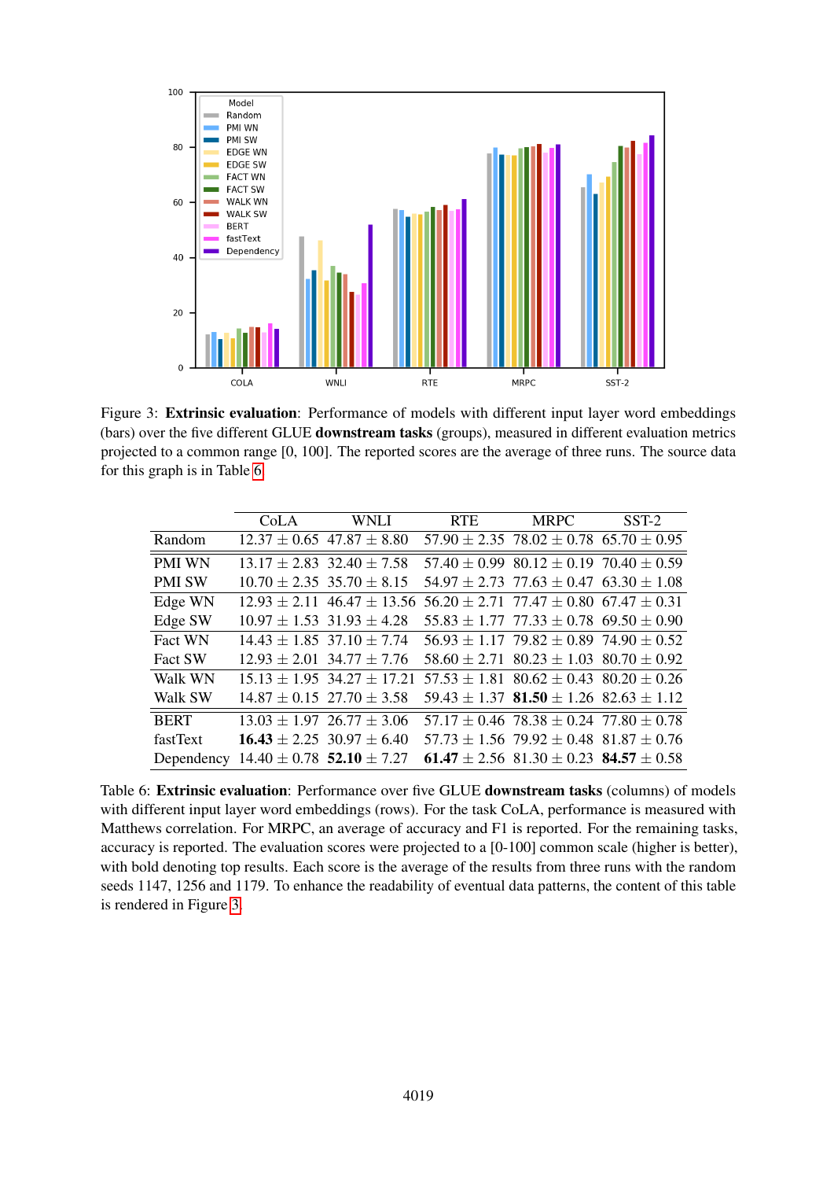100
80
60
40
20
0

Model
Random
PMI WN
PMI SW
EDGE WN
EDGE SW
FACT WN
FACT SW
WALK WN
WALK SW
BERT
fastText
Dependency

COLA
WNLI
RTE
MRPC
SST-2

Figure 3: **Extrinsic evaluation**: Performance of models with different input layer word embeddings (bars) over the five different GLUE **downstream tasks** (groups), measured in different evaluation metrics projected to a common range [0, 100]. The reported scores are the average of three runs. The source data for this graph is in Table 6.

| | CoLA | WNLI | RTE | MRPC | SST-2 |
|---|---|---|---|---|---|
| Random | $12.37 \pm 0.65$ | $47.87 \pm 8.80$ | $57.90 \pm 2.35$ | $78.02 \pm 0.78$ | $65.70 \pm 0.95$ |
| PMI WN | $13.17 \pm 2.83$ | $32.40 \pm 7.58$ | $57.40 \pm 0.99$ | $80.12 \pm 0.19$ | $70.40 \pm 0.59$ |
| PMI SW | $10.70 \pm 2.35$ | $35.70 \pm 8.15$ | $54.97 \pm 2.73$ | $77.63 \pm 0.47$ | $63.30 \pm 1.08$ |
| Edge WN | $12.93 \pm 2.11$ | $46.47 \pm 13.56$ | $56.20 \pm 2.71$ | $77.47 \pm 0.80$ | $67.47 \pm 0.31$ |
| Edge SW | $10.97 \pm 1.53$ | $31.93 \pm 4.28$ | $55.83 \pm 1.77$ | $77.33 \pm 0.78$ | $69.50 \pm 0.90$ |
| Fact WN | $14.43 \pm 1.85$ | $37.10 \pm 7.74$ | $56.93 \pm 1.17$ | $79.82 \pm 0.89$ | $74.90 \pm 0.52$ |
| Fact SW | $12.93 \pm 2.01$ | $34.77 \pm 7.76$ | $58.60 \pm 2.71$ | $80.23 \pm 1.03$ | $80.70 \pm 0.92$ |
| Walk WN | $15.13 \pm 1.95$ | $34.27 \pm 17.21$ | $57.53 \pm 1.81$ | $80.62 \pm 0.43$ | $80.20 \pm 0.26$ |
| Walk SW | $14.87 \pm 0.15$ | $27.70 \pm 3.58$ | $59.43 \pm 1.37$ | **81.50** $\pm 1.26$ | $82.63 \pm 1.12$ |
| BERT | $13.03 \pm 1.97$ | $26.77 \pm 3.06$ | $57.17 \pm 0.46$ | $78.38 \pm 0.24$ | $77.80 \pm 0.78$ |
| fastText | **16.43** $\pm 2.25$ | $30.97 \pm 6.40$ | $57.73 \pm 1.56$ | $79.92 \pm 0.48$ | $81.87 \pm 0.76$ |
| Dependency | $14.40 \pm 0.78$ | **52.10** $\pm 7.27$ | **61.47** $\pm 2.56$ | $81.30 \pm 0.23$ | **84.57** $\pm 0.58$ |

Table 6: **Extrinsic evaluation**: Performance over five GLUE **downstream tasks** (columns) of models with different input layer word embeddings (rows). For the task CoLA, performance is measured with Matthews correlation. For MRPC, an average of accuracy and F1 is reported. For the remaining tasks, accuracy is reported. The evaluation scores were projected to a [0-100] common scale (higher is better), with bold denoting top results. Each score is the average of the results from three runs with the random seeds 1147, 1256 and 1179. To enhance the readability of eventual data patterns, the content of this table is rendered in Figure 3.